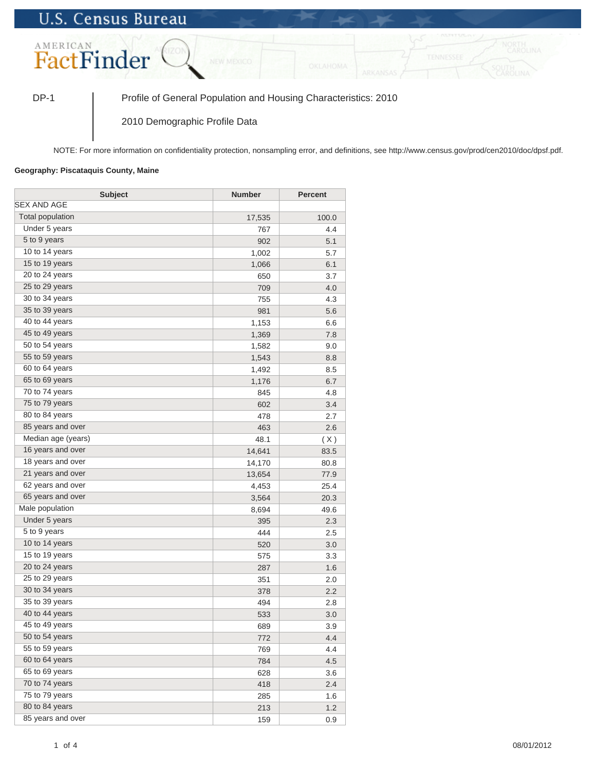U.S. Census Bureau

AMERICAN FactFinder

DP-1 | Profile of General Population and Housing Characteristics: 2010

2010 Demographic Profile Data

NOTE: For more information on confidentiality protection, nonsampling error, and definitions, see http://www.census.gov/prod/cen2010/doc/dpsf.pdf.

**Geography: Piscataquis County, Maine**

| Subject | Number | Percent |
|---|---|---|
| SEX AND AGE | | |
| Total population | 17,535 | 100.0 |
| Under 5 years | 767 | 4.4 |
| 5 to 9 years | 902 | 5.1 |
| 10 to 14 years | 1,002 | 5.7 |
| 15 to 19 years | 1,066 | 6.1 |
| 20 to 24 years | 650 | 3.7 |
| 25 to 29 years | 709 | 4.0 |
| 30 to 34 years | 755 | 4.3 |
| 35 to 39 years | 981 | 5.6 |
| 40 to 44 years | 1,153 | 6.6 |
| 45 to 49 years | 1,369 | 7.8 |
| 50 to 54 years | 1,582 | 9.0 |
| 55 to 59 years | 1,543 | 8.8 |
| 60 to 64 years | 1,492 | 8.5 |
| 65 to 69 years | 1,176 | 6.7 |
| 70 to 74 years | 845 | 4.8 |
| 75 to 79 years | 602 | 3.4 |
| 80 to 84 years | 478 | 2.7 |
| 85 years and over | 463 | 2.6 |
| Median age (years) | 48.1 | ( X ) |
| 16 years and over | 14,641 | 83.5 |
| 18 years and over | 14,170 | 80.8 |
| 21 years and over | 13,654 | 77.9 |
| 62 years and over | 4,453 | 25.4 |
| 65 years and over | 3,564 | 20.3 |
| Male population | 8,694 | 49.6 |
| Under 5 years | 395 | 2.3 |
| 5 to 9 years | 444 | 2.5 |
| 10 to 14 years | 520 | 3.0 |
| 15 to 19 years | 575 | 3.3 |
| 20 to 24 years | 287 | 1.6 |
| 25 to 29 years | 351 | 2.0 |
| 30 to 34 years | 378 | 2.2 |
| 35 to 39 years | 494 | 2.8 |
| 40 to 44 years | 533 | 3.0 |
| 45 to 49 years | 689 | 3.9 |
| 50 to 54 years | 772 | 4.4 |
| 55 to 59 years | 769 | 4.4 |
| 60 to 64 years | 784 | 4.5 |
| 65 to 69 years | 628 | 3.6 |
| 70 to 74 years | 418 | 2.4 |
| 75 to 79 years | 285 | 1.6 |
| 80 to 84 years | 213 | 1.2 |
| 85 years and over | 159 | 0.9 |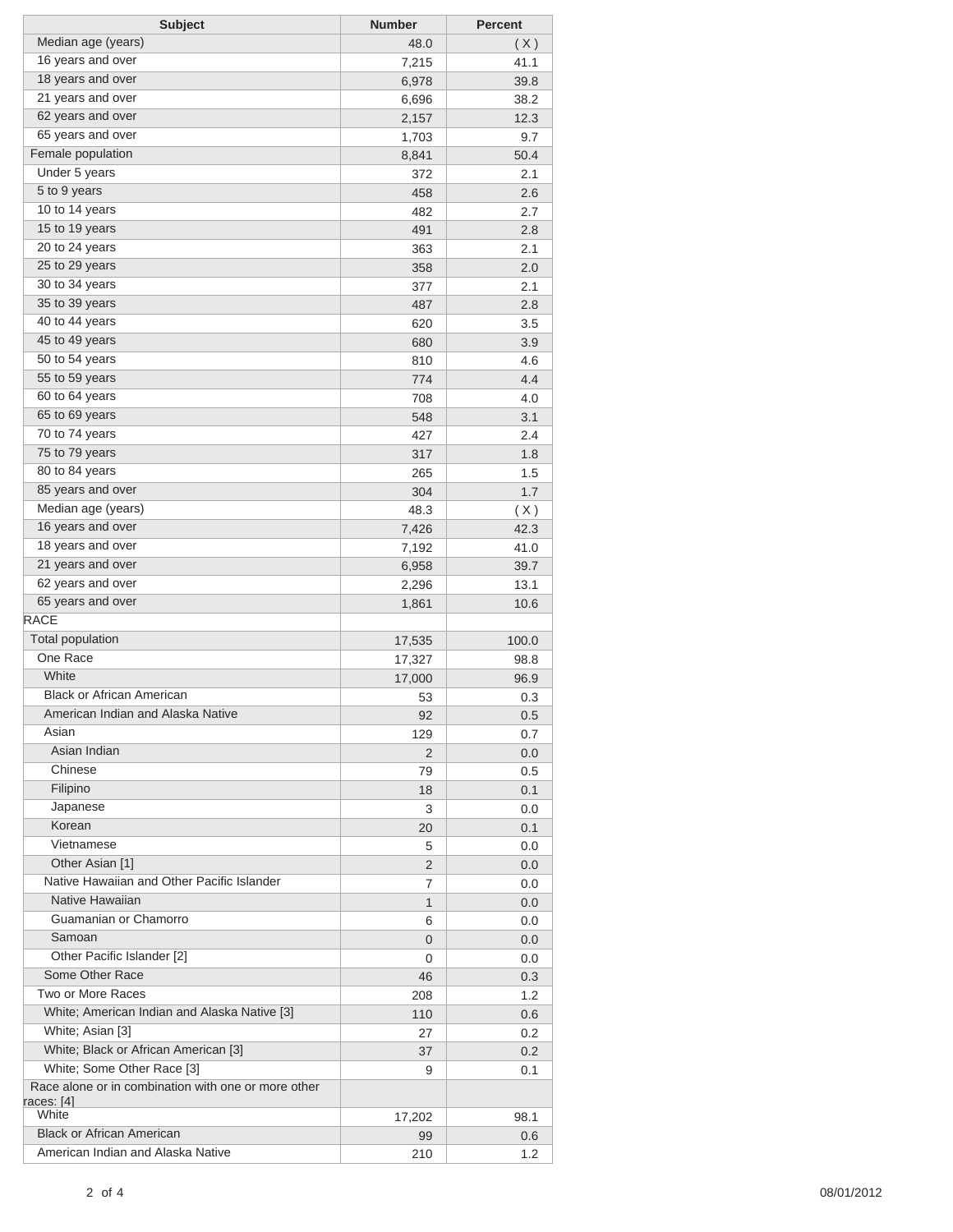| Subject | Number | Percent |
|---|---|---|
| Median age (years) | 48.0 | ( X ) |
| 16 years and over | 7,215 | 41.1 |
| 18 years and over | 6,978 | 39.8 |
| 21 years and over | 6,696 | 38.2 |
| 62 years and over | 2,157 | 12.3 |
| 65 years and over | 1,703 | 9.7 |
| Female population | 8,841 | 50.4 |
| Under 5 years | 372 | 2.1 |
| 5 to 9 years | 458 | 2.6 |
| 10 to 14 years | 482 | 2.7 |
| 15 to 19 years | 491 | 2.8 |
| 20 to 24 years | 363 | 2.1 |
| 25 to 29 years | 358 | 2.0 |
| 30 to 34 years | 377 | 2.1 |
| 35 to 39 years | 487 | 2.8 |
| 40 to 44 years | 620 | 3.5 |
| 45 to 49 years | 680 | 3.9 |
| 50 to 54 years | 810 | 4.6 |
| 55 to 59 years | 774 | 4.4 |
| 60 to 64 years | 708 | 4.0 |
| 65 to 69 years | 548 | 3.1 |
| 70 to 74 years | 427 | 2.4 |
| 75 to 79 years | 317 | 1.8 |
| 80 to 84 years | 265 | 1.5 |
| 85 years and over | 304 | 1.7 |
| Median age (years) | 48.3 | ( X ) |
| 16 years and over | 7,426 | 42.3 |
| 18 years and over | 7,192 | 41.0 |
| 21 years and over | 6,958 | 39.7 |
| 62 years and over | 2,296 | 13.1 |
| 65 years and over | 1,861 | 10.6 |
| RACE | | |
| Total population | 17,535 | 100.0 |
| One Race | 17,327 | 98.8 |
| White | 17,000 | 96.9 |
| Black or African American | 53 | 0.3 |
| American Indian and Alaska Native | 92 | 0.5 |
| Asian | 129 | 0.7 |
| Asian Indian | 2 | 0.0 |
| Chinese | 79 | 0.5 |
| Filipino | 18 | 0.1 |
| Japanese | 3 | 0.0 |
| Korean | 20 | 0.1 |
| Vietnamese | 5 | 0.0 |
| Other Asian [1] | 2 | 0.0 |
| Native Hawaiian and Other Pacific Islander | 7 | 0.0 |
| Native Hawaiian | 1 | 0.0 |
| Guamanian or Chamorro | 6 | 0.0 |
| Samoan | 0 | 0.0 |
| Other Pacific Islander [2] | 0 | 0.0 |
| Some Other Race | 46 | 0.3 |
| Two or More Races | 208 | 1.2 |
| White; American Indian and Alaska Native [3] | 110 | 0.6 |
| White; Asian [3] | 27 | 0.2 |
| White; Black or African American [3] | 37 | 0.2 |
| White; Some Other Race [3] | 9 | 0.1 |
| Race alone or in combination with one or more other races: [4] | | |
| White | 17,202 | 98.1 |
| Black or African American | 99 | 0.6 |
| American Indian and Alaska Native | 210 | 1.2 |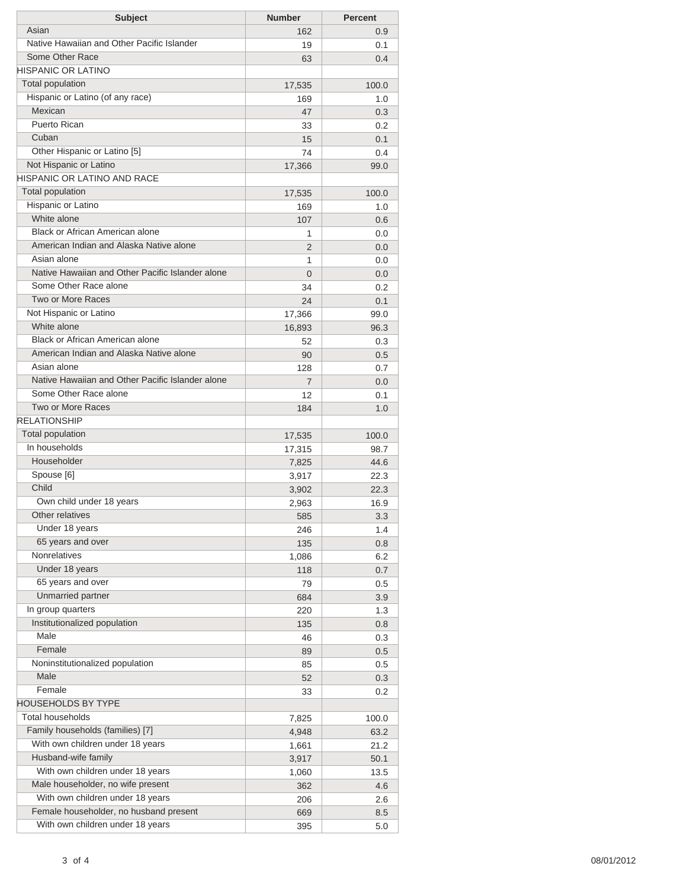| Subject | Number | Percent |
|---|---|---|
| Asian | 162 | 0.9 |
| Native Hawaiian and Other Pacific Islander | 19 | 0.1 |
| Some Other Race | 63 | 0.4 |
| HISPANIC OR LATINO | | |
| Total population | 17,535 | 100.0 |
| Hispanic or Latino (of any race) | 169 | 1.0 |
| Mexican | 47 | 0.3 |
| Puerto Rican | 33 | 0.2 |
| Cuban | 15 | 0.1 |
| Other Hispanic or Latino [5] | 74 | 0.4 |
| Not Hispanic or Latino | 17,366 | 99.0 |
| HISPANIC OR LATINO AND RACE | | |
| Total population | 17,535 | 100.0 |
| Hispanic or Latino | 169 | 1.0 |
| White alone | 107 | 0.6 |
| Black or African American alone | 1 | 0.0 |
| American Indian and Alaska Native alone | 2 | 0.0 |
| Asian alone | 1 | 0.0 |
| Native Hawaiian and Other Pacific Islander alone | 0 | 0.0 |
| Some Other Race alone | 34 | 0.2 |
| Two or More Races | 24 | 0.1 |
| Not Hispanic or Latino | 17,366 | 99.0 |
| White alone | 16,893 | 96.3 |
| Black or African American alone | 52 | 0.3 |
| American Indian and Alaska Native alone | 90 | 0.5 |
| Asian alone | 128 | 0.7 |
| Native Hawaiian and Other Pacific Islander alone | 7 | 0.0 |
| Some Other Race alone | 12 | 0.1 |
| Two or More Races | 184 | 1.0 |
| RELATIONSHIP | | |
| Total population | 17,535 | 100.0 |
| In households | 17,315 | 98.7 |
| Householder | 7,825 | 44.6 |
| Spouse [6] | 3,917 | 22.3 |
| Child | 3,902 | 22.3 |
| Own child under 18 years | 2,963 | 16.9 |
| Other relatives | 585 | 3.3 |
| Under 18 years | 246 | 1.4 |
| 65 years and over | 135 | 0.8 |
| Nonrelatives | 1,086 | 6.2 |
| Under 18 years | 118 | 0.7 |
| 65 years and over | 79 | 0.5 |
| Unmarried partner | 684 | 3.9 |
| In group quarters | 220 | 1.3 |
| Institutionalized population | 135 | 0.8 |
| Male | 46 | 0.3 |
| Female | 89 | 0.5 |
| Noninstitutionalized population | 85 | 0.5 |
| Male | 52 | 0.3 |
| Female | 33 | 0.2 |
| HOUSEHOLDS BY TYPE | | |
| Total households | 7,825 | 100.0 |
| Family households (families) [7] | 4,948 | 63.2 |
| With own children under 18 years | 1,661 | 21.2 |
| Husband-wife family | 3,917 | 50.1 |
| With own children under 18 years | 1,060 | 13.5 |
| Male householder, no wife present | 362 | 4.6 |
| With own children under 18 years | 206 | 2.6 |
| Female householder, no husband present | 669 | 8.5 |
| With own children under 18 years | 395 | 5.0 |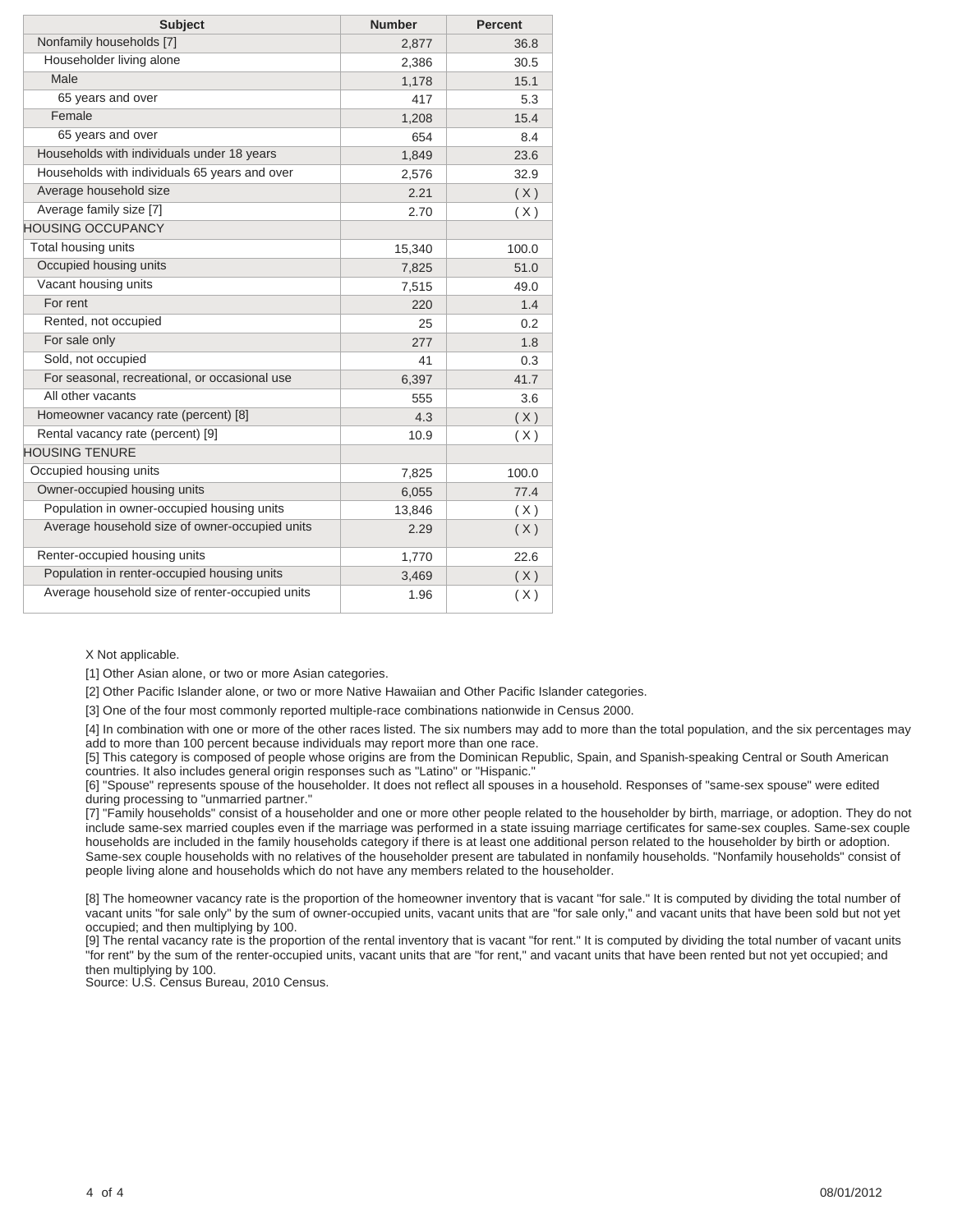| Subject | Number | Percent |
| --- | --- | --- |
| Nonfamily households [7] | 2,877 | 36.8 |
| Householder living alone | 2,386 | 30.5 |
| Male | 1,178 | 15.1 |
| 65 years and over | 417 | 5.3 |
| Female | 1,208 | 15.4 |
| 65 years and over | 654 | 8.4 |
| Households with individuals under 18 years | 1,849 | 23.6 |
| Households with individuals 65 years and over | 2,576 | 32.9 |
| Average household size | 2.21 | ( X ) |
| Average family size [7] | 2.70 | ( X ) |
| HOUSING OCCUPANCY | | |
| Total housing units | 15,340 | 100.0 |
| Occupied housing units | 7,825 | 51.0 |
| Vacant housing units | 7,515 | 49.0 |
| For rent | 220 | 1.4 |
| Rented, not occupied | 25 | 0.2 |
| For sale only | 277 | 1.8 |
| Sold, not occupied | 41 | 0.3 |
| For seasonal, recreational, or occasional use | 6,397 | 41.7 |
| All other vacants | 555 | 3.6 |
| Homeowner vacancy rate (percent) [8] | 4.3 | ( X ) |
| Rental vacancy rate (percent) [9] | 10.9 | ( X ) |
| HOUSING TENURE | | |
| Occupied housing units | 7,825 | 100.0 |
| Owner-occupied housing units | 6,055 | 77.4 |
| Population in owner-occupied housing units | 13,846 | ( X ) |
| Average household size of owner-occupied units | 2.29 | ( X ) |
| Renter-occupied housing units | 1,770 | 22.6 |
| Population in renter-occupied housing units | 3,469 | ( X ) |
| Average household size of renter-occupied units | 1.96 | ( X ) |

X Not applicable.

[1] Other Asian alone, or two or more Asian categories.

[2] Other Pacific Islander alone, or two or more Native Hawaiian and Other Pacific Islander categories.

[3] One of the four most commonly reported multiple-race combinations nationwide in Census 2000.

[4] In combination with one or more of the other races listed. The six numbers may add to more than the total population, and the six percentages may add to more than 100 percent because individuals may report more than one race.

[5] This category is composed of people whose origins are from the Dominican Republic, Spain, and Spanish-speaking Central or South American countries. It also includes general origin responses such as "Latino" or "Hispanic."

[6] "Spouse" represents spouse of the householder. It does not reflect all spouses in a household. Responses of "same-sex spouse" were edited during processing to "unmarried partner."

[7] "Family households" consist of a householder and one or more other people related to the householder by birth, marriage, or adoption. They do not include same-sex married couples even if the marriage was performed in a state issuing marriage certificates for same-sex couples. Same-sex couple households are included in the family households category if there is at least one additional person related to the householder by birth or adoption. Same-sex couple households with no relatives of the householder present are tabulated in nonfamily households. "Nonfamily households" consist of people living alone and households which do not have any members related to the householder.

[8] The homeowner vacancy rate is the proportion of the homeowner inventory that is vacant "for sale." It is computed by dividing the total number of vacant units "for sale only" by the sum of owner-occupied units, vacant units that are "for sale only," and vacant units that have been sold but not yet occupied; and then multiplying by 100.

[9] The rental vacancy rate is the proportion of the rental inventory that is vacant "for rent." It is computed by dividing the total number of vacant units "for rent" by the sum of the renter-occupied units, vacant units that are "for rent," and vacant units that have been rented but not yet occupied; and then multiplying by 100.

Source: U.S. Census Bureau, 2010 Census.